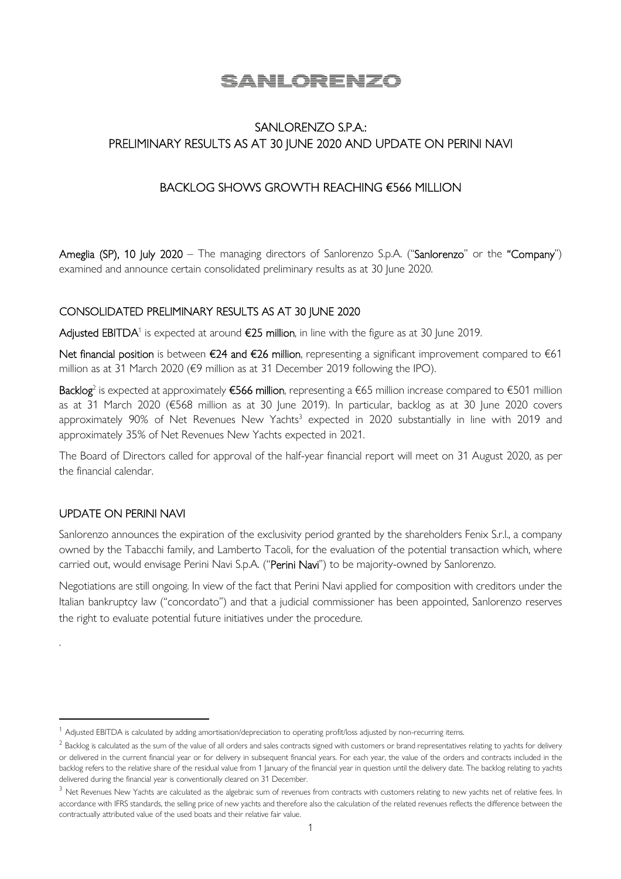# SANLORENZO

## SANLORENZO S.P.A.: PRELIMINARY RESULTS AS AT 30 JUNE 2020 AND UPDATE ON PERINI NAVI

## BACKLOG SHOWS GROWTH REACHING €566 MILLION

**Ameglia (SP), 10 July 2020** – The managing directors of Sanlorenzo S.p.A. ("**Sanlorenzo**" or the "**Company**") examined and announce certain consolidated preliminary results as at 30 June 2020.

### CONSOLIDATED PRELIMINARY RESULTS AS AT 30 JUNE 2020

**Adjusted EBITDA**[1] is expected at around **€25 million**, in line with the figure as at 30 June 2019.

**Net financial position** is between **€24 and €26 million**, representing a significant improvement compared to €61 million as at 31 March 2020 (€9 million as at 31 December 2019 following the IPO).

**Backlog**[2] is expected at approximately **€566 million**, representing a €65 million increase compared to €501 million as at 31 March 2020 (€568 million as at 30 June 2019). In particular, backlog as at 30 June 2020 covers approximately 90% of Net Revenues New Yachts[3] expected in 2020 substantially in line with 2019 and approximately 35% of Net Revenues New Yachts expected in 2021.

The Board of Directors called for approval of the half-year financial report will meet on 31 August 2020, as per the financial calendar.

### UPDATE ON PERINI NAVI

Sanlorenzo announces the expiration of the exclusivity period granted by the shareholders Fenix S.r.l., a company owned by the Tabacchi family, and Lamberto Tacoli, for the evaluation of the potential transaction which, where carried out, would envisage Perini Navi S.p.A. ("**Perini Navi**") to be majority-owned by Sanlorenzo.

Negotiations are still ongoing. In view of the fact that Perini Navi applied for composition with creditors under the Italian bankruptcy law ("concordato") and that a judicial commissioner has been appointed, Sanlorenzo reserves the right to evaluate potential future initiatives under the procedure.

.

---

[1] Adjusted EBITDA is calculated by adding amortisation/depreciation to operating profit/loss adjusted by non-recurring items.

[2] Backlog is calculated as the sum of the value of all orders and sales contracts signed with customers or brand representatives relating to yachts for delivery or delivered in the current financial year or for delivery in subsequent financial years. For each year, the value of the orders and contracts included in the backlog refers to the relative share of the residual value from 1 January of the financial year in question until the delivery date. The backlog relating to yachts delivered during the financial year is conventionally cleared on 31 December.

[3] Net Revenues New Yachts are calculated as the algebraic sum of revenues from contracts with customers relating to new yachts net of relative fees. In accordance with IFRS standards, the selling price of new yachts and therefore also the calculation of the related revenues reflects the difference between the contractually attributed value of the used boats and their relative fair value.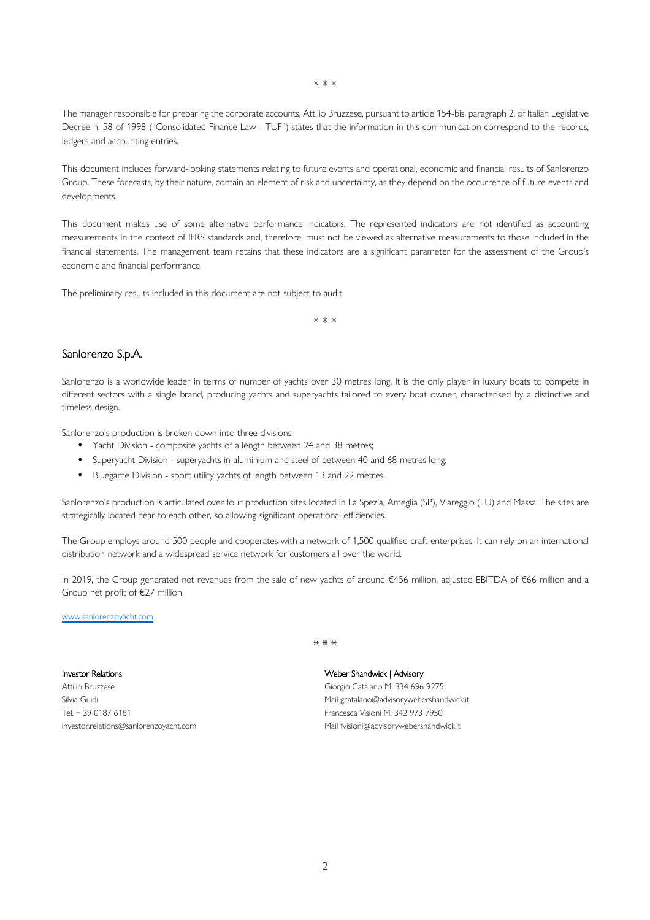\* \* \*

The manager responsible for preparing the corporate accounts, Attilio Bruzzese, pursuant to article 154-bis, paragraph 2, of Italian Legislative Decree n. 58 of 1998 ("Consolidated Finance Law - TUF") states that the information in this communication correspond to the records, ledgers and accounting entries.

This document includes forward-looking statements relating to future events and operational, economic and financial results of Sanlorenzo Group. These forecasts, by their nature, contain an element of risk and uncertainty, as they depend on the occurrence of future events and developments.

This document makes use of some alternative performance indicators. The represented indicators are not identified as accounting measurements in the context of IFRS standards and, therefore, must not be viewed as alternative measurements to those included in the financial statements. The management team retains that these indicators are a significant parameter for the assessment of the Group's economic and financial performance.

The preliminary results included in this document are not subject to audit.

\* \* \*

## Sanlorenzo S.p.A.

Sanlorenzo is a worldwide leader in terms of number of yachts over 30 metres long. It is the only player in luxury boats to compete in different sectors with a single brand, producing yachts and superyachts tailored to every boat owner, characterised by a distinctive and timeless design.

Sanlorenzo's production is broken down into three divisions:

- Yacht Division - composite yachts of a length between 24 and 38 metres;
- Superyacht Division - superyachts in aluminium and steel of between 40 and 68 metres long;
- Bluegame Division - sport utility yachts of length between 13 and 22 metres.

Sanlorenzo's production is articulated over four production sites located in La Spezia, Ameglia (SP), Viareggio (LU) and Massa. The sites are strategically located near to each other, so allowing significant operational efficiencies.

The Group employs around 500 people and cooperates with a network of 1,500 qualified craft enterprises. It can rely on an international distribution network and a widespread service network for customers all over the world.

In 2019, the Group generated net revenues from the sale of new yachts of around €456 million, adjusted EBITDA of €66 million and a Group net profit of €27 million.

www.sanlorenzoyacht.com

\* \* \*

**Investor Relations**
Attilio Bruzzese
Silvia Guidi
Tel. + 39 0187 6181
investor.relations@sanlorenzoyacht.com

**Weber Shandwick | Advisory**
Giorgio Catalano M. 334 696 9275
Mail gcatalano@advisorywebershandwick.it
Francesca Visioni M. 342 973 7950
Mail fvisioni@advisorywebershandwick.it